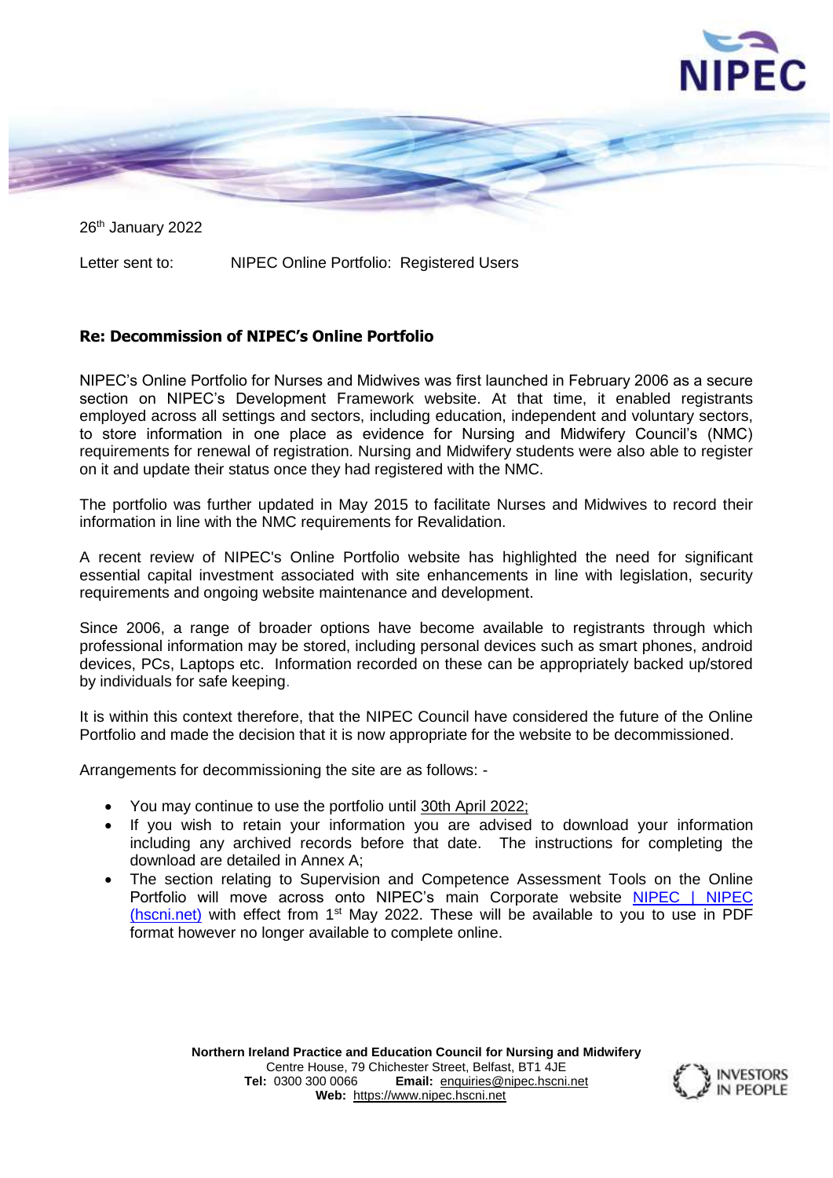26th January 2022

Letter sent to: NIPEC Online Portfolio: Registered Users

**Re: Decommission of NIPEC's Online Portfolio**

NIPEC's Online Portfolio for Nurses and Midwives was first launched in February 2006 as a secure section on NIPEC's Development Framework website. At that time, it enabled registrants employed across all settings and sectors, including education, independent and voluntary sectors, to store information in one place as evidence for Nursing and Midwifery Council's (NMC) requirements for renewal of registration. Nursing and Midwifery students were also able to register on it and update their status once they had registered with the NMC.

The portfolio was further updated in May 2015 to facilitate Nurses and Midwives to record their information in line with the NMC requirements for Revalidation.

A recent review of NIPEC's Online Portfolio website has highlighted the need for significant essential capital investment associated with site enhancements in line with legislation, security requirements and ongoing website maintenance and development.

Since 2006, a range of broader options have become available to registrants through which professional information may be stored, including personal devices such as smart phones, android devices, PCs, Laptops etc. Information recorded on these can be appropriately backed up/stored by individuals for safe keeping.

It is within this context therefore, that the NIPEC Council have considered the future of the Online Portfolio and made the decision that it is now appropriate for the website to be decommissioned.

Arrangements for decommissioning the site are as follows: -

- You may continue to use the portfolio until 30th April 2022;
- If you wish to retain your information you are advised to download your information including any archived records before that date. The instructions for completing the download are detailed in Annex A;
- The section relating to Supervision and Competence Assessment Tools on the Online Portfolio will move across onto NIPEC's main Corporate website NIPEC | NIPEC (hscni.net) with effect from 1st May 2022. These will be available to you to use in PDF format however no longer available to complete online.

**Northern Ireland Practice and Education Council for Nursing and Midwifery**
Centre House, 79 Chichester Street, Belfast, BT1 4JE
**Tel:** 0300 300 0066 **Email:** enquiries@nipec.hscni.net
**Web:** https://www.nipec.hscni.net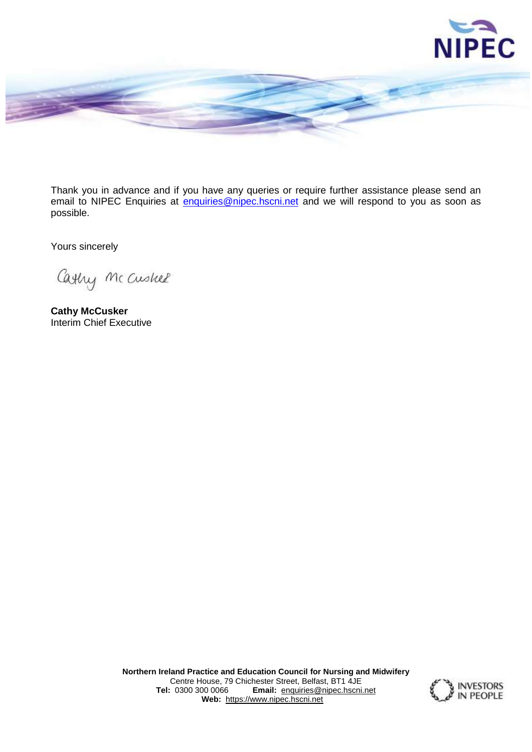Thank you in advance and if you have any queries or require further assistance please send an email to NIPEC Enquiries at enquiries@nipec.hscni.net and we will respond to you as soon as possible.

Yours sincerely

Cathy McCusker

**Cathy McCusker**
Interim Chief Executive

**Northern Ireland Practice and Education Council for Nursing and Midwifery**
Centre House, 79 Chichester Street, Belfast, BT1 4JE
**Tel:** 0300 300 0066 **Email:** enquiries@nipec.hscni.net
**Web:** https://www.nipec.hscni.net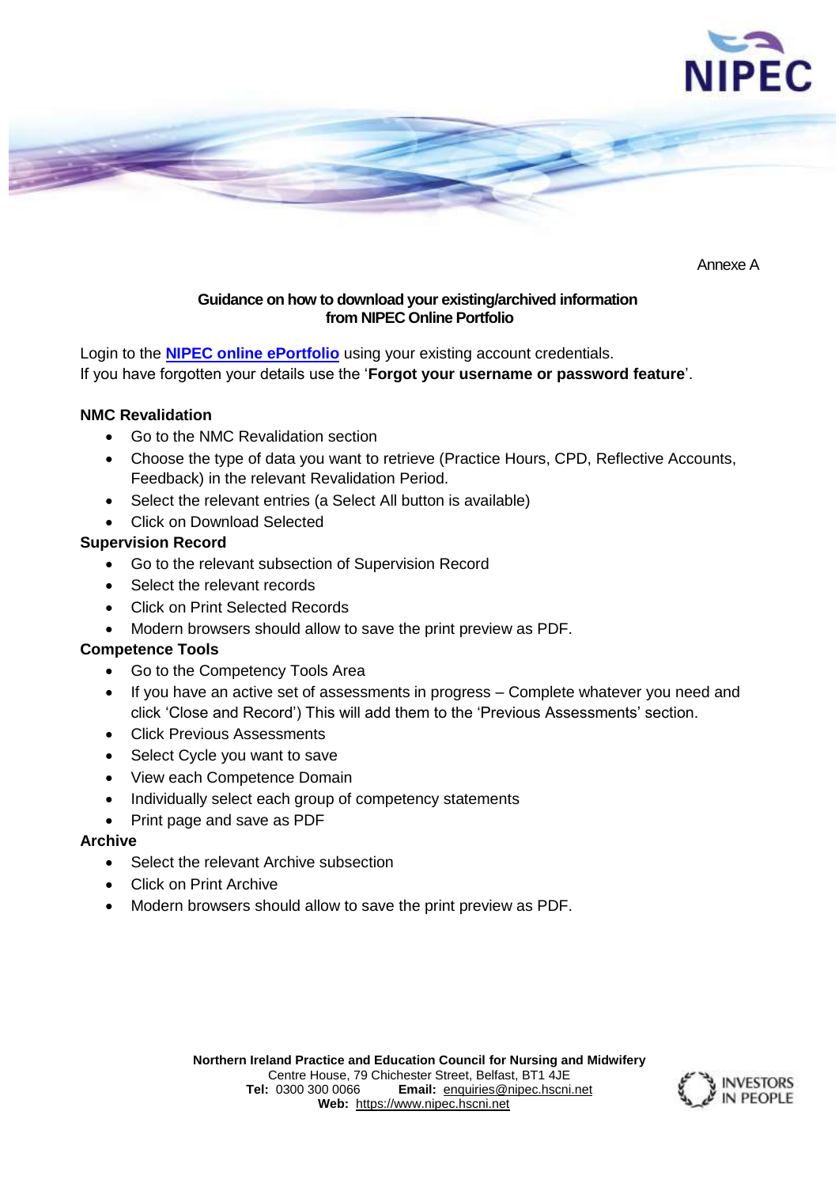Annexe A

## Guidance on how to download your existing/archived information from NIPEC Online Portfolio

Login to the **NIPEC online ePortfolio** using your existing account credentials.
If you have forgotten your details use the '**Forgot your username or password feature**'.

### NMC Revalidation

- Go to the NMC Revalidation section
- Choose the type of data you want to retrieve (Practice Hours, CPD, Reflective Accounts, Feedback) in the relevant Revalidation Period.
- Select the relevant entries (a Select All button is available)
- Click on Download Selected

### Supervision Record

- Go to the relevant subsection of Supervision Record
- Select the relevant records
- Click on Print Selected Records
- Modern browsers should allow to save the print preview as PDF.

### Competence Tools

- Go to the Competency Tools Area
- If you have an active set of assessments in progress – Complete whatever you need and click 'Close and Record') This will add them to the 'Previous Assessments' section.
- Click Previous Assessments
- Select Cycle you want to save
- View each Competence Domain
- Individually select each group of competency statements
- Print page and save as PDF

### Archive

- Select the relevant Archive subsection
- Click on Print Archive
- Modern browsers should allow to save the print preview as PDF.

**Northern Ireland Practice and Education Council for Nursing and Midwifery**
Centre House, 79 Chichester Street, Belfast, BT1 4JE
**Tel:** 0300 300 0066 **Email:** enquiries@nipec.hscni.net
**Web:** https://www.nipec.hscni.net